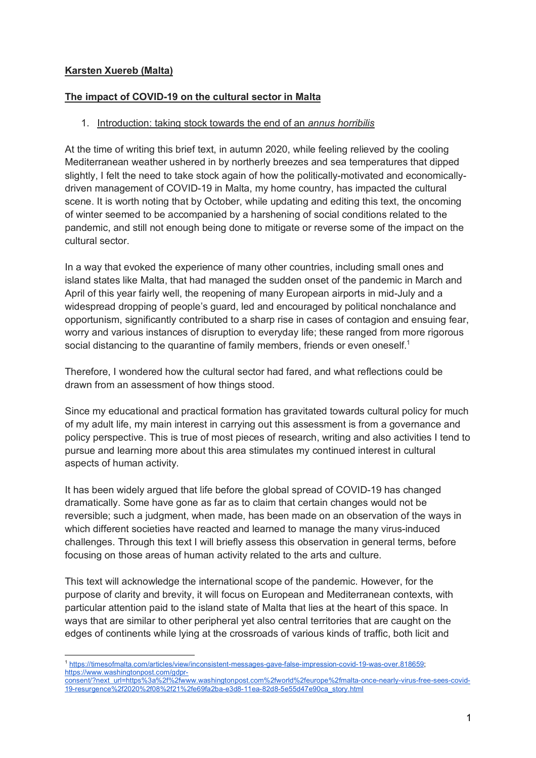**Karsten Xuereb (Malta)**

# The impact of COVID-19 on the cultural sector in Malta

## 1. Introduction: taking stock towards the end of an *annus horribilis*

At the time of writing this brief text, in autumn 2020, while feeling relieved by the cooling Mediterranean weather ushered in by northerly breezes and sea temperatures that dipped slightly, I felt the need to take stock again of how the politically-motivated and economically-driven management of COVID-19 in Malta, my home country, has impacted the cultural scene. It is worth noting that by October, while updating and editing this text, the oncoming of winter seemed to be accompanied by a harshening of social conditions related to the pandemic, and still not enough being done to mitigate or reverse some of the impact on the cultural sector.

In a way that evoked the experience of many other countries, including small ones and island states like Malta, that had managed the sudden onset of the pandemic in March and April of this year fairly well, the reopening of many European airports in mid-July and a widespread dropping of people's guard, led and encouraged by political nonchalance and opportunism, significantly contributed to a sharp rise in cases of contagion and ensuing fear, worry and various instances of disruption to everyday life; these ranged from more rigorous social distancing to the quarantine of family members, friends or even oneself.[1]

Therefore, I wondered how the cultural sector had fared, and what reflections could be drawn from an assessment of how things stood.

Since my educational and practical formation has gravitated towards cultural policy for much of my adult life, my main interest in carrying out this assessment is from a governance and policy perspective. This is true of most pieces of research, writing and also activities I tend to pursue and learning more about this area stimulates my continued interest in cultural aspects of human activity.

It has been widely argued that life before the global spread of COVID-19 has changed dramatically. Some have gone as far as to claim that certain changes would not be reversible; such a judgment, when made, has been made on an observation of the ways in which different societies have reacted and learned to manage the many virus-induced challenges. Through this text I will briefly assess this observation in general terms, before focusing on those areas of human activity related to the arts and culture.

This text will acknowledge the international scope of the pandemic. However, for the purpose of clarity and brevity, it will focus on European and Mediterranean contexts, with particular attention paid to the island state of Malta that lies at the heart of this space. In ways that are similar to other peripheral yet also central territories that are caught on the edges of continents while lying at the crossroads of various kinds of traffic, both licit and

---

[1] https://timesofmalta.com/articles/view/inconsistent-messages-gave-false-impression-covid-19-was-over.818659; https://www.washingtonpost.com/gdpr-consent/?next_url=https%3a%2f%2fwww.washingtonpost.com%2fworld%2feurope%2fmalta-once-nearly-virus-free-sees-covid-19-resurgence%2f2020%2f08%2f21%2fe69fa2ba-e3d8-11ea-82d8-5e55d47e90ca_story.html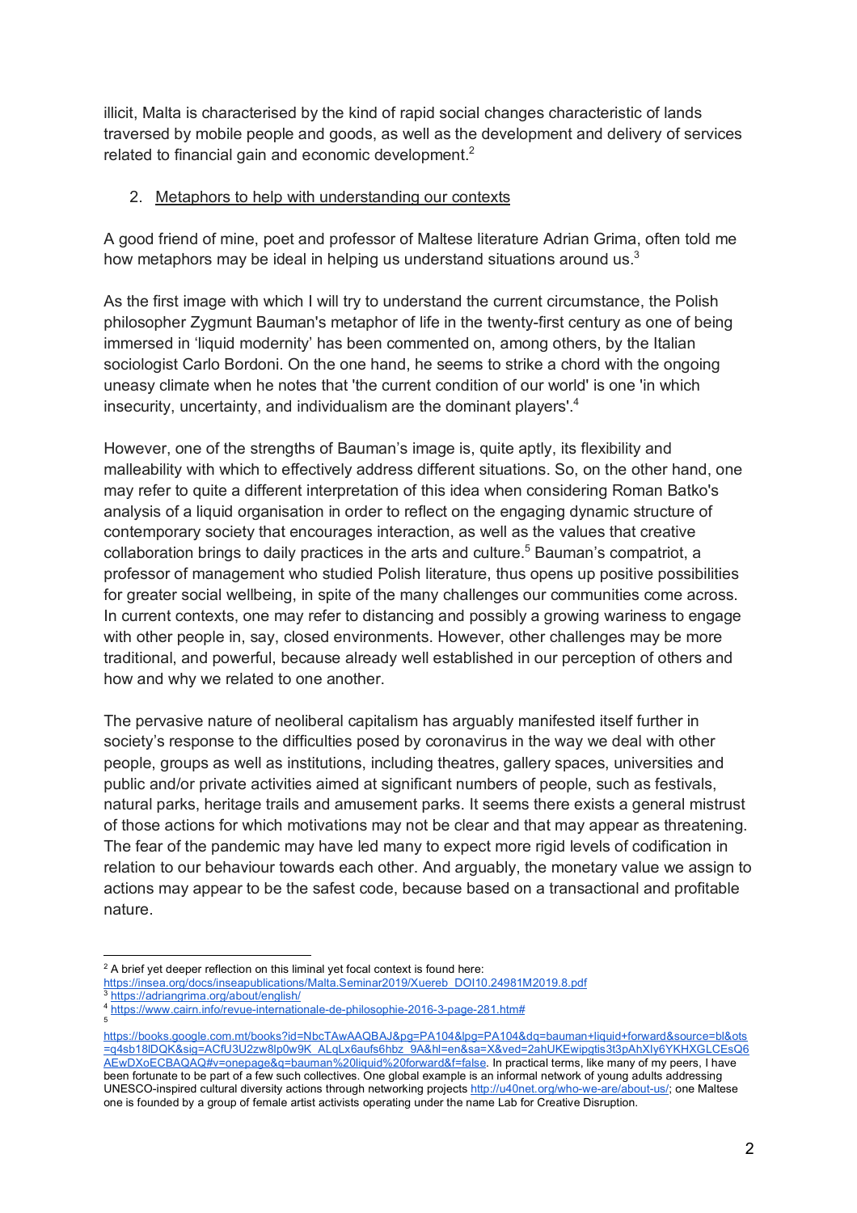illicit, Malta is characterised by the kind of rapid social changes characteristic of lands traversed by mobile people and goods, as well as the development and delivery of services related to financial gain and economic development.[2]

2. Metaphors to help with understanding our contexts

A good friend of mine, poet and professor of Maltese literature Adrian Grima, often told me how metaphors may be ideal in helping us understand situations around us.[3]

As the first image with which I will try to understand the current circumstance, the Polish philosopher Zygmunt Bauman's metaphor of life in the twenty-first century as one of being immersed in 'liquid modernity' has been commented on, among others, by the Italian sociologist Carlo Bordoni. On the one hand, he seems to strike a chord with the ongoing uneasy climate when he notes that 'the current condition of our world' is one 'in which insecurity, uncertainty, and individualism are the dominant players'.[4]

However, one of the strengths of Bauman's image is, quite aptly, its flexibility and malleability with which to effectively address different situations. So, on the other hand, one may refer to quite a different interpretation of this idea when considering Roman Batko's analysis of a liquid organisation in order to reflect on the engaging dynamic structure of contemporary society that encourages interaction, as well as the values that creative collaboration brings to daily practices in the arts and culture.[5] Bauman's compatriot, a professor of management who studied Polish literature, thus opens up positive possibilities for greater social wellbeing, in spite of the many challenges our communities come across. In current contexts, one may refer to distancing and possibly a growing wariness to engage with other people in, say, closed environments. However, other challenges may be more traditional, and powerful, because already well established in our perception of others and how and why we related to one another.

The pervasive nature of neoliberal capitalism has arguably manifested itself further in society's response to the difficulties posed by coronavirus in the way we deal with other people, groups as well as institutions, including theatres, gallery spaces, universities and public and/or private activities aimed at significant numbers of people, such as festivals, natural parks, heritage trails and amusement parks. It seems there exists a general mistrust of those actions for which motivations may not be clear and that may appear as threatening. The fear of the pandemic may have led many to expect more rigid levels of codification in relation to our behaviour towards each other. And arguably, the monetary value we assign to actions may appear to be the safest code, because based on a transactional and profitable nature.

---

[2] A brief yet deeper reflection on this liminal yet focal context is found here: https://insea.org/docs/inseapublications/Malta.Seminar2019/Xuereb_DOI10.24981M2019.8.pdf

[3] https://adriangrima.org/about/english/

[4] https://www.cairn.info/revue-internationale-de-philosophie-2016-3-page-281.htm#

[5] https://books.google.com.mt/books?id=NbcTAwAAQBAJ&pg=PA104&lpg=PA104&dq=bauman+liquid+forward&source=bl&ots=q4sb18lDQK&sig=ACfU3U2zw8lp0w9K_ALqLx6aufs6hbz_9A&hl=en&sa=X&ved=2ahUKEwipgtis3t3pAhXly6YKHXGLCEsQ6AEwDXoECBAQAQ#v=onepage&q=bauman%20liquid%20forward&f=false. In practical terms, like many of my peers, I have been fortunate to be part of a few such collectives. One global example is an informal network of young adults addressing UNESCO-inspired cultural diversity actions through networking projects http://u40net.org/who-we-are/about-us/; one Maltese one is founded by a group of female artist activists operating under the name Lab for Creative Disruption.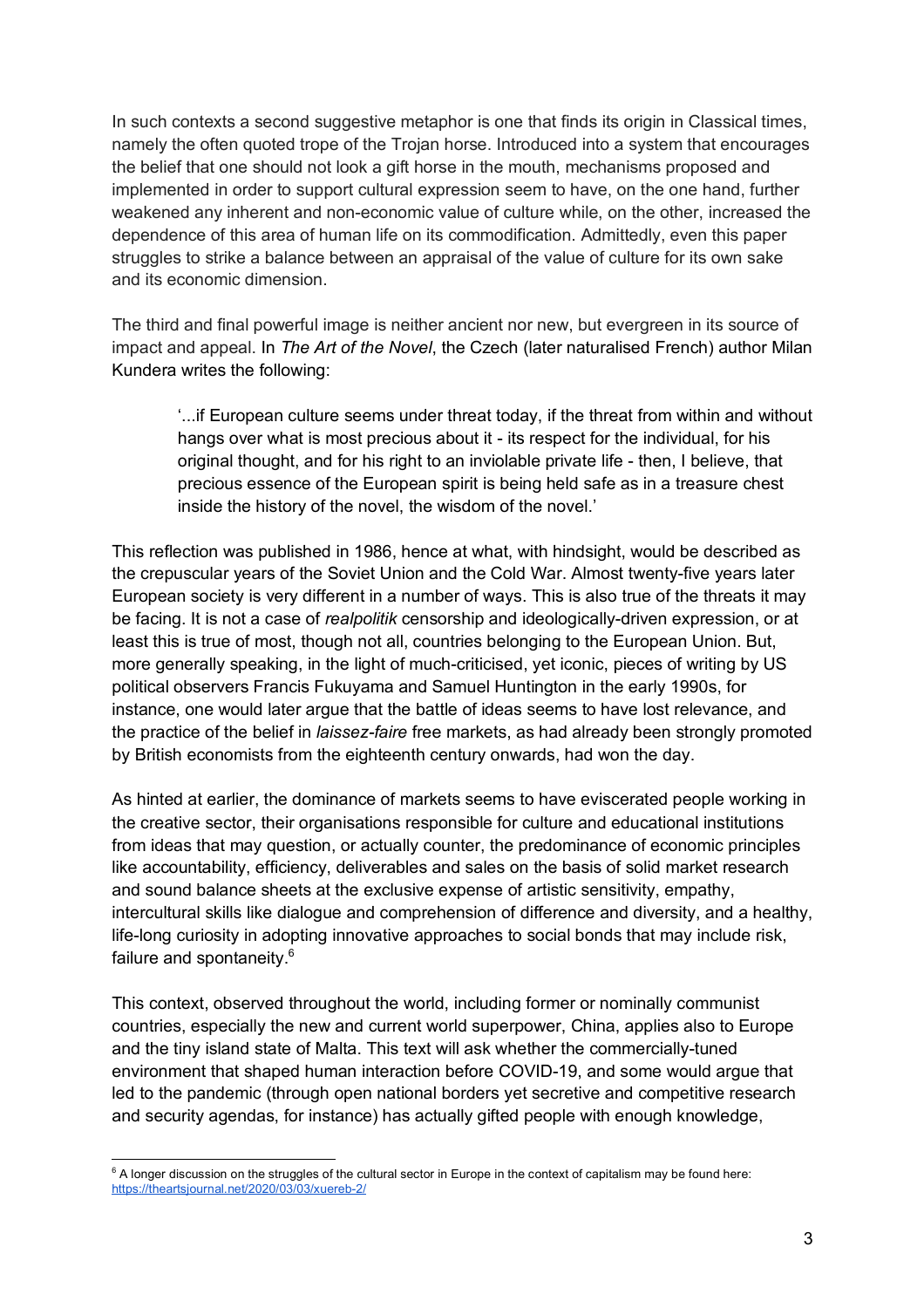In such contexts a second suggestive metaphor is one that finds its origin in Classical times, namely the often quoted trope of the Trojan horse. Introduced into a system that encourages the belief that one should not look a gift horse in the mouth, mechanisms proposed and implemented in order to support cultural expression seem to have, on the one hand, further weakened any inherent and non-economic value of culture while, on the other, increased the dependence of this area of human life on its commodification. Admittedly, even this paper struggles to strike a balance between an appraisal of the value of culture for its own sake and its economic dimension.

The third and final powerful image is neither ancient nor new, but evergreen in its source of impact and appeal. In *The Art of the Novel*, the Czech (later naturalised French) author Milan Kundera writes the following:

> '...if European culture seems under threat today, if the threat from within and without hangs over what is most precious about it - its respect for the individual, for his original thought, and for his right to an inviolable private life - then, I believe, that precious essence of the European spirit is being held safe as in a treasure chest inside the history of the novel, the wisdom of the novel.'

This reflection was published in 1986, hence at what, with hindsight, would be described as the crepuscular years of the Soviet Union and the Cold War. Almost twenty-five years later European society is very different in a number of ways. This is also true of the threats it may be facing. It is not a case of *realpolitik* censorship and ideologically-driven expression, or at least this is true of most, though not all, countries belonging to the European Union. But, more generally speaking, in the light of much-criticised, yet iconic, pieces of writing by US political observers Francis Fukuyama and Samuel Huntington in the early 1990s, for instance, one would later argue that the battle of ideas seems to have lost relevance, and the practice of the belief in *laissez-faire* free markets, as had already been strongly promoted by British economists from the eighteenth century onwards, had won the day.

As hinted at earlier, the dominance of markets seems to have eviscerated people working in the creative sector, their organisations responsible for culture and educational institutions from ideas that may question, or actually counter, the predominance of economic principles like accountability, efficiency, deliverables and sales on the basis of solid market research and sound balance sheets at the exclusive expense of artistic sensitivity, empathy, intercultural skills like dialogue and comprehension of difference and diversity, and a healthy, life-long curiosity in adopting innovative approaches to social bonds that may include risk, failure and spontaneity.[6]

This context, observed throughout the world, including former or nominally communist countries, especially the new and current world superpower, China, applies also to Europe and the tiny island state of Malta. This text will ask whether the commercially-tuned environment that shaped human interaction before COVID-19, and some would argue that led to the pandemic (through open national borders yet secretive and competitive research and security agendas, for instance) has actually gifted people with enough knowledge,

---

[6] A longer discussion on the struggles of the cultural sector in Europe in the context of capitalism may be found here: https://theartsjournal.net/2020/03/03/xuereb-2/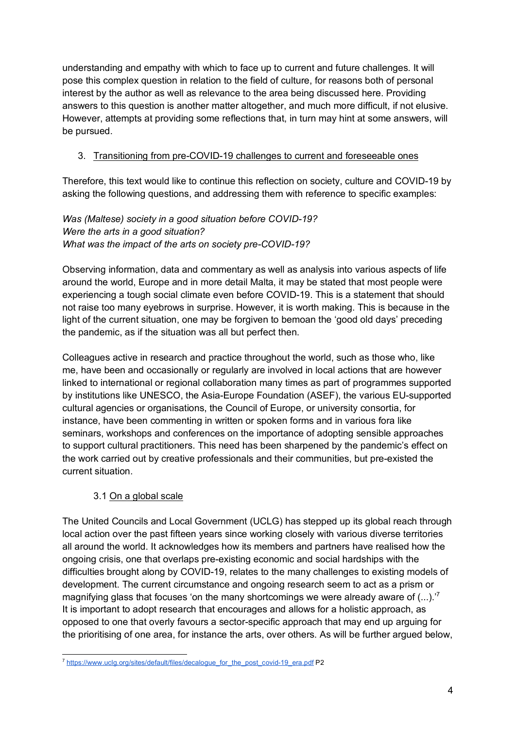understanding and empathy with which to face up to current and future challenges. It will pose this complex question in relation to the field of culture, for reasons both of personal interest by the author as well as relevance to the area being discussed here. Providing answers to this question is another matter altogether, and much more difficult, if not elusive. However, attempts at providing some reflections that, in turn may hint at some answers, will be pursued.

## 3. Transitioning from pre-COVID-19 challenges to current and foreseeable ones

Therefore, this text would like to continue this reflection on society, culture and COVID-19 by asking the following questions, and addressing them with reference to specific examples:

*Was (Maltese) society in a good situation before COVID-19?*
*Were the arts in a good situation?*
*What was the impact of the arts on society pre-COVID-19?*

Observing information, data and commentary as well as analysis into various aspects of life around the world, Europe and in more detail Malta, it may be stated that most people were experiencing a tough social climate even before COVID-19. This is a statement that should not raise too many eyebrows in surprise. However, it is worth making. This is because in the light of the current situation, one may be forgiven to bemoan the 'good old days' preceding the pandemic, as if the situation was all but perfect then.

Colleagues active in research and practice throughout the world, such as those who, like me, have been and occasionally or regularly are involved in local actions that are however linked to international or regional collaboration many times as part of programmes supported by institutions like UNESCO, the Asia-Europe Foundation (ASEF), the various EU-supported cultural agencies or organisations, the Council of Europe, or university consortia, for instance, have been commenting in written or spoken forms and in various fora like seminars, workshops and conferences on the importance of adopting sensible approaches to support cultural practitioners. This need has been sharpened by the pandemic's effect on the work carried out by creative professionals and their communities, but pre-existed the current situation.

### 3.1 On a global scale

The United Councils and Local Government (UCLG) has stepped up its global reach through local action over the past fifteen years since working closely with various diverse territories all around the world. It acknowledges how its members and partners have realised how the ongoing crisis, one that overlaps pre-existing economic and social hardships with the difficulties brought along by COVID-19, relates to the many challenges to existing models of development. The current circumstance and ongoing research seem to act as a prism or magnifying glass that focuses 'on the many shortcomings we were already aware of (...).'[7] It is important to adopt research that encourages and allows for a holistic approach, as opposed to one that overly favours a sector-specific approach that may end up arguing for the prioritising of one area, for instance the arts, over others. As will be further argued below,

[7] https://www.uclg.org/sites/default/files/decalogue_for_the_post_covid-19_era.pdf P2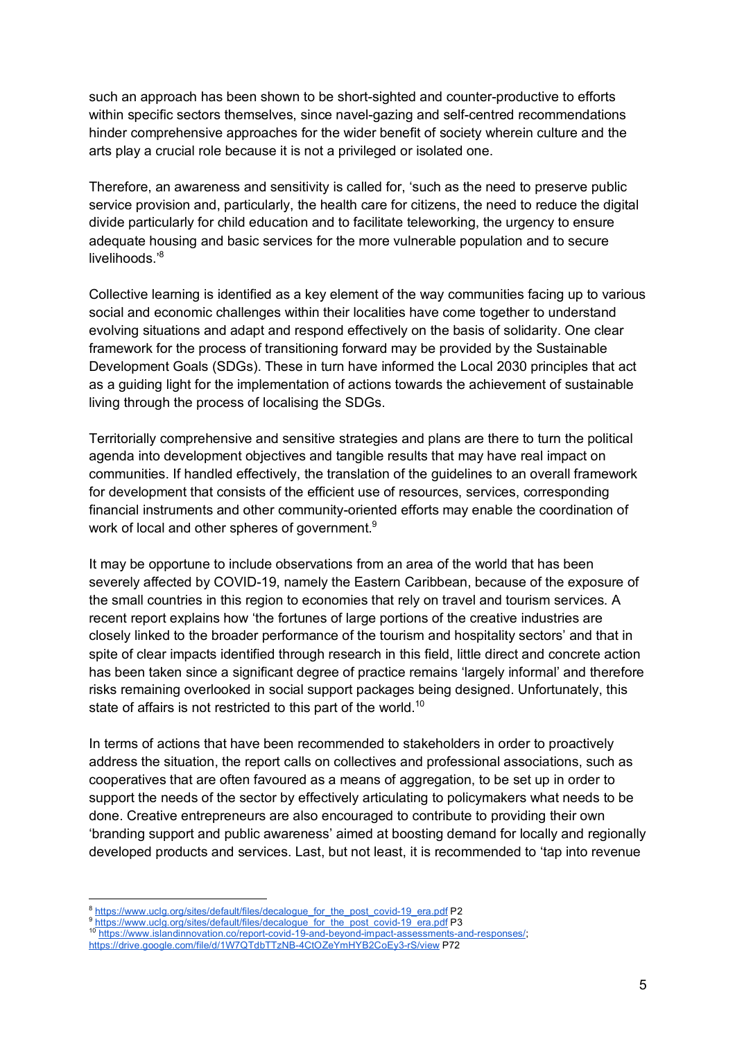such an approach has been shown to be short-sighted and counter-productive to efforts within specific sectors themselves, since navel-gazing and self-centred recommendations hinder comprehensive approaches for the wider benefit of society wherein culture and the arts play a crucial role because it is not a privileged or isolated one.

Therefore, an awareness and sensitivity is called for, 'such as the need to preserve public service provision and, particularly, the health care for citizens, the need to reduce the digital divide particularly for child education and to facilitate teleworking, the urgency to ensure adequate housing and basic services for the more vulnerable population and to secure livelihoods.'[8]

Collective learning is identified as a key element of the way communities facing up to various social and economic challenges within their localities have come together to understand evolving situations and adapt and respond effectively on the basis of solidarity. One clear framework for the process of transitioning forward may be provided by the Sustainable Development Goals (SDGs). These in turn have informed the Local 2030 principles that act as a guiding light for the implementation of actions towards the achievement of sustainable living through the process of localising the SDGs.

Territorially comprehensive and sensitive strategies and plans are there to turn the political agenda into development objectives and tangible results that may have real impact on communities. If handled effectively, the translation of the guidelines to an overall framework for development that consists of the efficient use of resources, services, corresponding financial instruments and other community-oriented efforts may enable the coordination of work of local and other spheres of government.[9]

It may be opportune to include observations from an area of the world that has been severely affected by COVID-19, namely the Eastern Caribbean, because of the exposure of the small countries in this region to economies that rely on travel and tourism services. A recent report explains how 'the fortunes of large portions of the creative industries are closely linked to the broader performance of the tourism and hospitality sectors' and that in spite of clear impacts identified through research in this field, little direct and concrete action has been taken since a significant degree of practice remains 'largely informal' and therefore risks remaining overlooked in social support packages being designed. Unfortunately, this state of affairs is not restricted to this part of the world.[10]

In terms of actions that have been recommended to stakeholders in order to proactively address the situation, the report calls on collectives and professional associations, such as cooperatives that are often favoured as a means of aggregation, to be set up in order to support the needs of the sector by effectively articulating to policymakers what needs to be done. Creative entrepreneurs are also encouraged to contribute to providing their own 'branding support and public awareness' aimed at boosting demand for locally and regionally developed products and services. Last, but not least, it is recommended to 'tap into revenue

---

[8] https://www.uclg.org/sites/default/files/decalogue_for_the_post_covid-19_era.pdf P2

[9] https://www.uclg.org/sites/default/files/decalogue_for_the_post_covid-19_era.pdf P3

[10] https://www.islandinnovation.co/report-covid-19-and-beyond-impact-assessments-and-responses/; https://drive.google.com/file/d/1W7QTdbTTzNB-4CtOZeYmHYB2CoEy3-rS/view P72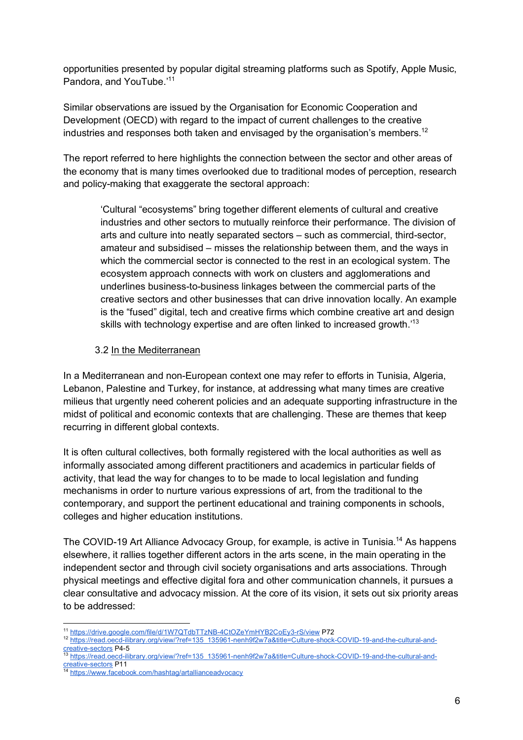opportunities presented by popular digital streaming platforms such as Spotify, Apple Music, Pandora, and YouTube.'[11]

Similar observations are issued by the Organisation for Economic Cooperation and Development (OECD) with regard to the impact of current challenges to the creative industries and responses both taken and envisaged by the organisation's members.[12]

The report referred to here highlights the connection between the sector and other areas of the economy that is many times overlooked due to traditional modes of perception, research and policy-making that exaggerate the sectoral approach:

> 'Cultural "ecosystems" bring together different elements of cultural and creative industries and other sectors to mutually reinforce their performance. The division of arts and culture into neatly separated sectors – such as commercial, third-sector, amateur and subsidised – misses the relationship between them, and the ways in which the commercial sector is connected to the rest in an ecological system. The ecosystem approach connects with work on clusters and agglomerations and underlines business-to-business linkages between the commercial parts of the creative sectors and other businesses that can drive innovation locally. An example is the "fused" digital, tech and creative firms which combine creative art and design skills with technology expertise and are often linked to increased growth.'[13]

### 3.2 In the Mediterranean

In a Mediterranean and non-European context one may refer to efforts in Tunisia, Algeria, Lebanon, Palestine and Turkey, for instance, at addressing what many times are creative milieus that urgently need coherent policies and an adequate supporting infrastructure in the midst of political and economic contexts that are challenging. These are themes that keep recurring in different global contexts.

It is often cultural collectives, both formally registered with the local authorities as well as informally associated among different practitioners and academics in particular fields of activity, that lead the way for changes to to be made to local legislation and funding mechanisms in order to nurture various expressions of art, from the traditional to the contemporary, and support the pertinent educational and training components in schools, colleges and higher education institutions.

The COVID-19 Art Alliance Advocacy Group, for example, is active in Tunisia.[14] As happens elsewhere, it rallies together different actors in the arts scene, in the main operating in the independent sector and through civil society organisations and arts associations. Through physical meetings and effective digital fora and other communication channels, it pursues a clear consultative and advocacy mission. At the core of its vision, it sets out six priority areas to be addressed:

---

[11] https://drive.google.com/file/d/1W7QTdbTTzNB-4CtOZeYmHYB2CoEy3-rS/view P72

[12] https://read.oecd-ilibrary.org/view/?ref=135_135961-nenh9f2w7a&title=Culture-shock-COVID-19-and-the-cultural-and-creative-sectors P4-5

[13] https://read.oecd-ilibrary.org/view/?ref=135_135961-nenh9f2w7a&title=Culture-shock-COVID-19-and-the-cultural-and-creative-sectors P11

[14] https://www.facebook.com/hashtag/artallianceadvocacy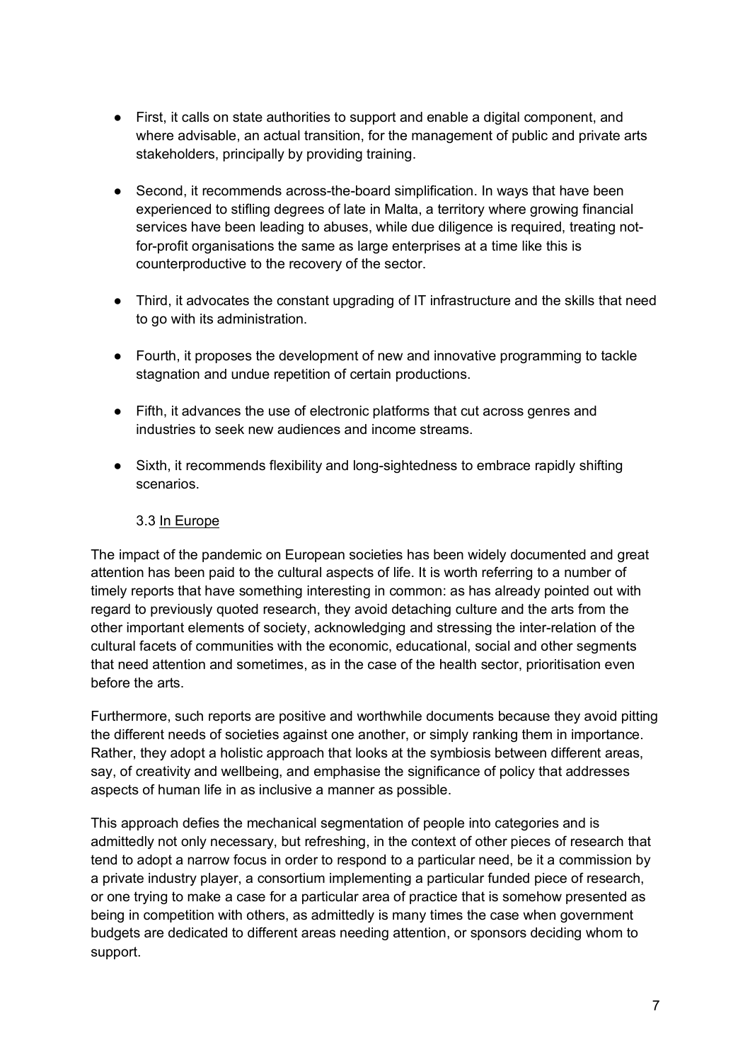- First, it calls on state authorities to support and enable a digital component, and where advisable, an actual transition, for the management of public and private arts stakeholders, principally by providing training.

- Second, it recommends across-the-board simplification. In ways that have been experienced to stifling degrees of late in Malta, a territory where growing financial services have been leading to abuses, while due diligence is required, treating not-for-profit organisations the same as large enterprises at a time like this is counterproductive to the recovery of the sector.

- Third, it advocates the constant upgrading of IT infrastructure and the skills that need to go with its administration.

- Fourth, it proposes the development of new and innovative programming to tackle stagnation and undue repetition of certain productions.

- Fifth, it advances the use of electronic platforms that cut across genres and industries to seek new audiences and income streams.

- Sixth, it recommends flexibility and long-sightedness to embrace rapidly shifting scenarios.

### 3.3 In Europe

The impact of the pandemic on European societies has been widely documented and great attention has been paid to the cultural aspects of life. It is worth referring to a number of timely reports that have something interesting in common: as has already pointed out with regard to previously quoted research, they avoid detaching culture and the arts from the other important elements of society, acknowledging and stressing the inter-relation of the cultural facets of communities with the economic, educational, social and other segments that need attention and sometimes, as in the case of the health sector, prioritisation even before the arts.

Furthermore, such reports are positive and worthwhile documents because they avoid pitting the different needs of societies against one another, or simply ranking them in importance. Rather, they adopt a holistic approach that looks at the symbiosis between different areas, say, of creativity and wellbeing, and emphasise the significance of policy that addresses aspects of human life in as inclusive a manner as possible.

This approach defies the mechanical segmentation of people into categories and is admittedly not only necessary, but refreshing, in the context of other pieces of research that tend to adopt a narrow focus in order to respond to a particular need, be it a commission by a private industry player, a consortium implementing a particular funded piece of research, or one trying to make a case for a particular area of practice that is somehow presented as being in competition with others, as admittedly is many times the case when government budgets are dedicated to different areas needing attention, or sponsors deciding whom to support.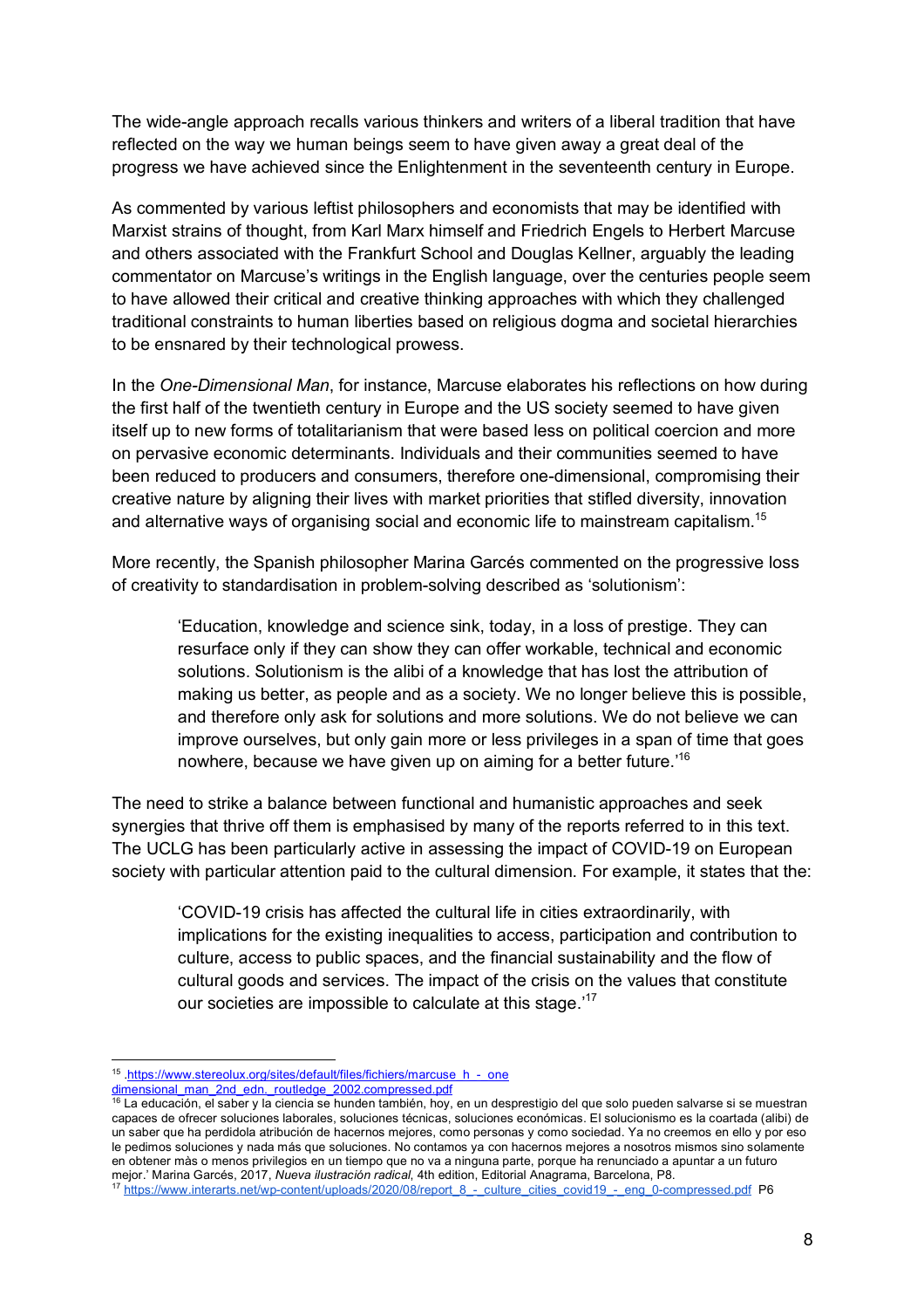The wide-angle approach recalls various thinkers and writers of a liberal tradition that have reflected on the way we human beings seem to have given away a great deal of the progress we have achieved since the Enlightenment in the seventeenth century in Europe.

As commented by various leftist philosophers and economists that may be identified with Marxist strains of thought, from Karl Marx himself and Friedrich Engels to Herbert Marcuse and others associated with the Frankfurt School and Douglas Kellner, arguably the leading commentator on Marcuse's writings in the English language, over the centuries people seem to have allowed their critical and creative thinking approaches with which they challenged traditional constraints to human liberties based on religious dogma and societal hierarchies to be ensnared by their technological prowess.

In the *One-Dimensional Man*, for instance, Marcuse elaborates his reflections on how during the first half of the twentieth century in Europe and the US society seemed to have given itself up to new forms of totalitarianism that were based less on political coercion and more on pervasive economic determinants. Individuals and their communities seemed to have been reduced to producers and consumers, therefore one-dimensional, compromising their creative nature by aligning their lives with market priorities that stifled diversity, innovation and alternative ways of organising social and economic life to mainstream capitalism.[15]

More recently, the Spanish philosopher Marina Garcés commented on the progressive loss of creativity to standardisation in problem-solving described as 'solutionism':

> 'Education, knowledge and science sink, today, in a loss of prestige. They can resurface only if they can show they can offer workable, technical and economic solutions. Solutionism is the alibi of a knowledge that has lost the attribution of making us better, as people and as a society. We no longer believe this is possible, and therefore only ask for solutions and more solutions. We do not believe we can improve ourselves, but only gain more or less privileges in a span of time that goes nowhere, because we have given up on aiming for a better future.'[16]

The need to strike a balance between functional and humanistic approaches and seek synergies that thrive off them is emphasised by many of the reports referred to in this text. The UCLG has been particularly active in assessing the impact of COVID-19 on European society with particular attention paid to the cultural dimension. For example, it states that the:

> 'COVID-19 crisis has affected the cultural life in cities extraordinarily, with implications for the existing inequalities to access, participation and contribution to culture, access to public spaces, and the financial sustainability and the flow of cultural goods and services. The impact of the crisis on the values that constitute our societies are impossible to calculate at this stage.'[17]

---

[15] .https://www.stereolux.org/sites/default/files/fichiers/marcuse_h_-_one dimensional_man_2nd_edn._routledge_2002.compressed.pdf

[16] La educación, el saber y la ciencia se hunden también, hoy, en un desprestigio del que solo pueden salvarse si se muestran capaces de ofrecer soluciones laborales, soluciones técnicas, soluciones económicas. El solucionismo es la coartada (alibi) de un saber que ha perdido la atribución de hacernos mejores, como personas y como sociedad. Ya no creemos en ello y por eso le pedimos soluciones y nada más que soluciones. No contamos ya con hacernos mejores a nosotros mismos sino solamente en obtener màs o menos privilegios en un tiempo que no va a ninguna parte, porque ha renunciado a apuntar a un futuro mejor.' Marina Garcés, 2017, *Nueva ilustración radical*, 4th edition, Editorial Anagrama, Barcelona, P8.

[17] https://www.interarts.net/wp-content/uploads/2020/08/report_8_-_culture_cities_covid19_-_eng_0-compressed.pdf P6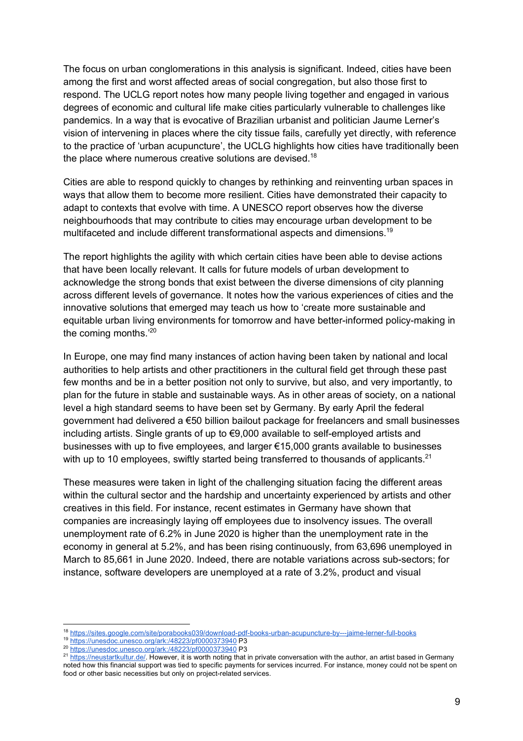The focus on urban conglomerations in this analysis is significant. Indeed, cities have been among the first and worst affected areas of social congregation, but also those first to respond. The UCLG report notes how many people living together and engaged in various degrees of economic and cultural life make cities particularly vulnerable to challenges like pandemics. In a way that is evocative of Brazilian urbanist and politician Jaume Lerner's vision of intervening in places where the city tissue fails, carefully yet directly, with reference to the practice of 'urban acupuncture', the UCLG highlights how cities have traditionally been the place where numerous creative solutions are devised.[18]

Cities are able to respond quickly to changes by rethinking and reinventing urban spaces in ways that allow them to become more resilient. Cities have demonstrated their capacity to adapt to contexts that evolve with time. A UNESCO report observes how the diverse neighbourhoods that may contribute to cities may encourage urban development to be multifaceted and include different transformational aspects and dimensions.[19]

The report highlights the agility with which certain cities have been able to devise actions that have been locally relevant. It calls for future models of urban development to acknowledge the strong bonds that exist between the diverse dimensions of city planning across different levels of governance. It notes how the various experiences of cities and the innovative solutions that emerged may teach us how to 'create more sustainable and equitable urban living environments for tomorrow and have better-informed policy-making in the coming months.'[20]

In Europe, one may find many instances of action having been taken by national and local authorities to help artists and other practitioners in the cultural field get through these past few months and be in a better position not only to survive, but also, and very importantly, to plan for the future in stable and sustainable ways. As in other areas of society, on a national level a high standard seems to have been set by Germany. By early April the federal government had delivered a €50 billion bailout package for freelancers and small businesses including artists. Single grants of up to €9,000 available to self-employed artists and businesses with up to five employees, and larger €15,000 grants available to businesses with up to 10 employees, swiftly started being transferred to thousands of applicants.[21]

These measures were taken in light of the challenging situation facing the different areas within the cultural sector and the hardship and uncertainty experienced by artists and other creatives in this field. For instance, recent estimates in Germany have shown that companies are increasingly laying off employees due to insolvency issues. The overall unemployment rate of 6.2% in June 2020 is higher than the unemployment rate in the economy in general at 5.2%, and has been rising continuously, from 63,696 unemployed in March to 85,661 in June 2020. Indeed, there are notable variations across sub-sectors; for instance, software developers are unemployed at a rate of 3.2%, product and visual

---

[18] https://sites.google.com/site/porabooks039/download-pdf-books-urban-acupuncture-by---jaime-lerner-full-books

[19] https://unesdoc.unesco.org/ark:/48223/pf0000373940 P3

[20] https://unesdoc.unesco.org/ark:/48223/pf0000373940 P3

[21] https://neustartkultur.de/. However, it is worth noting that in private conversation with the author, an artist based in Germany noted how this financial support was tied to specific payments for services incurred. For instance, money could not be spent on food or other basic necessities but only on project-related services.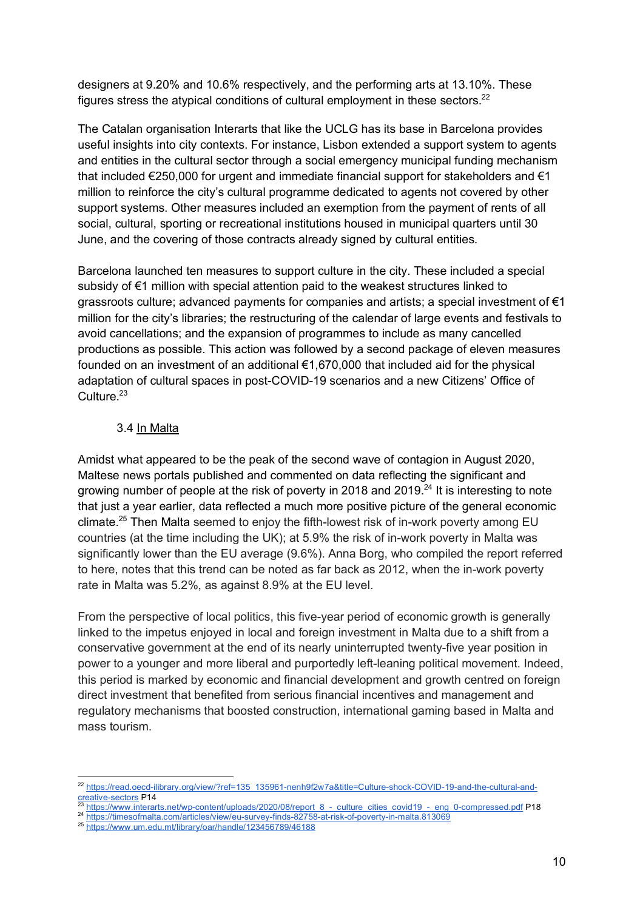designers at 9.20% and 10.6% respectively, and the performing arts at 13.10%. These figures stress the atypical conditions of cultural employment in these sectors.[22]

The Catalan organisation Interarts that like the UCLG has its base in Barcelona provides useful insights into city contexts. For instance, Lisbon extended a support system to agents and entities in the cultural sector through a social emergency municipal funding mechanism that included €250,000 for urgent and immediate financial support for stakeholders and €1 million to reinforce the city's cultural programme dedicated to agents not covered by other support systems. Other measures included an exemption from the payment of rents of all social, cultural, sporting or recreational institutions housed in municipal quarters until 30 June, and the covering of those contracts already signed by cultural entities.

Barcelona launched ten measures to support culture in the city. These included a special subsidy of €1 million with special attention paid to the weakest structures linked to grassroots culture; advanced payments for companies and artists; a special investment of €1 million for the city's libraries; the restructuring of the calendar of large events and festivals to avoid cancellations; and the expansion of programmes to include as many cancelled productions as possible. This action was followed by a second package of eleven measures founded on an investment of an additional €1,670,000 that included aid for the physical adaptation of cultural spaces in post-COVID-19 scenarios and a new Citizens' Office of Culture.[23]

### 3.4 <u>In Malta</u>

Amidst what appeared to be the peak of the second wave of contagion in August 2020, Maltese news portals published and commented on data reflecting the significant and growing number of people at the risk of poverty in 2018 and 2019.[24] It is interesting to note that just a year earlier, data reflected a much more positive picture of the general economic climate.[25] Then Malta seemed to enjoy the fifth-lowest risk of in-work poverty among EU countries (at the time including the UK); at 5.9% the risk of in-work poverty in Malta was significantly lower than the EU average (9.6%). Anna Borg, who compiled the report referred to here, notes that this trend can be noted as far back as 2012, when the in-work poverty rate in Malta was 5.2%, as against 8.9% at the EU level.

From the perspective of local politics, this five-year period of economic growth is generally linked to the impetus enjoyed in local and foreign investment in Malta due to a shift from a conservative government at the end of its nearly uninterrupted twenty-five year position in power to a younger and more liberal and purportedly left-leaning political movement. Indeed, this period is marked by economic and financial development and growth centred on foreign direct investment that benefited from serious financial incentives and management and regulatory mechanisms that boosted construction, international gaming based in Malta and mass tourism.

---

[22] https://read.oecd-ilibrary.org/view/?ref=135_135961-nenh9f2w7a&title=Culture-shock-COVID-19-and-the-cultural-and-creative-sectors P14

[23] https://www.interarts.net/wp-content/uploads/2020/08/report_8_-_culture_cities_covid19_-_eng_0-compressed.pdf P18

[24] https://timesofmalta.com/articles/view/eu-survey-finds-82758-at-risk-of-poverty-in-malta.813069

[25] https://www.um.edu.mt/library/oar/handle/123456789/46188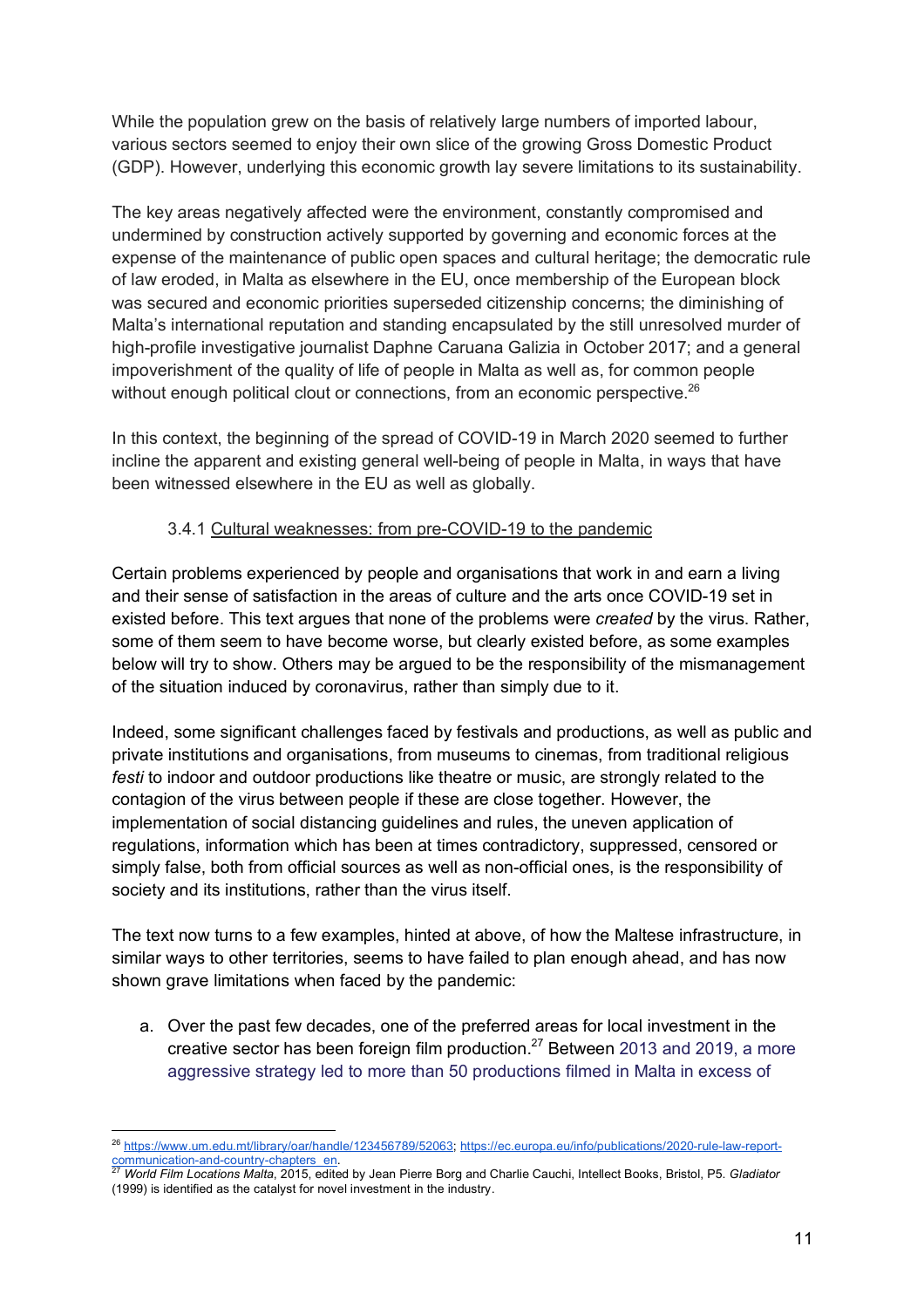While the population grew on the basis of relatively large numbers of imported labour, various sectors seemed to enjoy their own slice of the growing Gross Domestic Product (GDP). However, underlying this economic growth lay severe limitations to its sustainability.

The key areas negatively affected were the environment, constantly compromised and undermined by construction actively supported by governing and economic forces at the expense of the maintenance of public open spaces and cultural heritage; the democratic rule of law eroded, in Malta as elsewhere in the EU, once membership of the European block was secured and economic priorities superseded citizenship concerns; the diminishing of Malta's international reputation and standing encapsulated by the still unresolved murder of high-profile investigative journalist Daphne Caruana Galizia in October 2017; and a general impoverishment of the quality of life of people in Malta as well as, for common people without enough political clout or connections, from an economic perspective.[26]

In this context, the beginning of the spread of COVID-19 in March 2020 seemed to further incline the apparent and existing general well-being of people in Malta, in ways that have been witnessed elsewhere in the EU as well as globally.

### 3.4.1 Cultural weaknesses: from pre-COVID-19 to the pandemic

Certain problems experienced by people and organisations that work in and earn a living and their sense of satisfaction in the areas of culture and the arts once COVID-19 set in existed before. This text argues that none of the problems were *created* by the virus. Rather, some of them seem to have become worse, but clearly existed before, as some examples below will try to show. Others may be argued to be the responsibility of the mismanagement of the situation induced by coronavirus, rather than simply due to it.

Indeed, some significant challenges faced by festivals and productions, as well as public and private institutions and organisations, from museums to cinemas, from traditional religious *festi* to indoor and outdoor productions like theatre or music, are strongly related to the contagion of the virus between people if these are close together. However, the implementation of social distancing guidelines and rules, the uneven application of regulations, information which has been at times contradictory, suppressed, censored or simply false, both from official sources as well as non-official ones, is the responsibility of society and its institutions, rather than the virus itself.

The text now turns to a few examples, hinted at above, of how the Maltese infrastructure, in similar ways to other territories, seems to have failed to plan enough ahead, and has now shown grave limitations when faced by the pandemic:

a. Over the past few decades, one of the preferred areas for local investment in the creative sector has been foreign film production.[27] Between 2013 and 2019, a more aggressive strategy led to more than 50 productions filmed in Malta in excess of

---

[26] https://www.um.edu.mt/library/oar/handle/123456789/52063; https://ec.europa.eu/info/publications/2020-rule-law-report-communication-and-country-chapters_en.

[27] *World Film Locations Malta*, 2015, edited by Jean Pierre Borg and Charlie Cauchi, Intellect Books, Bristol, P5. *Gladiator* (1999) is identified as the catalyst for novel investment in the industry.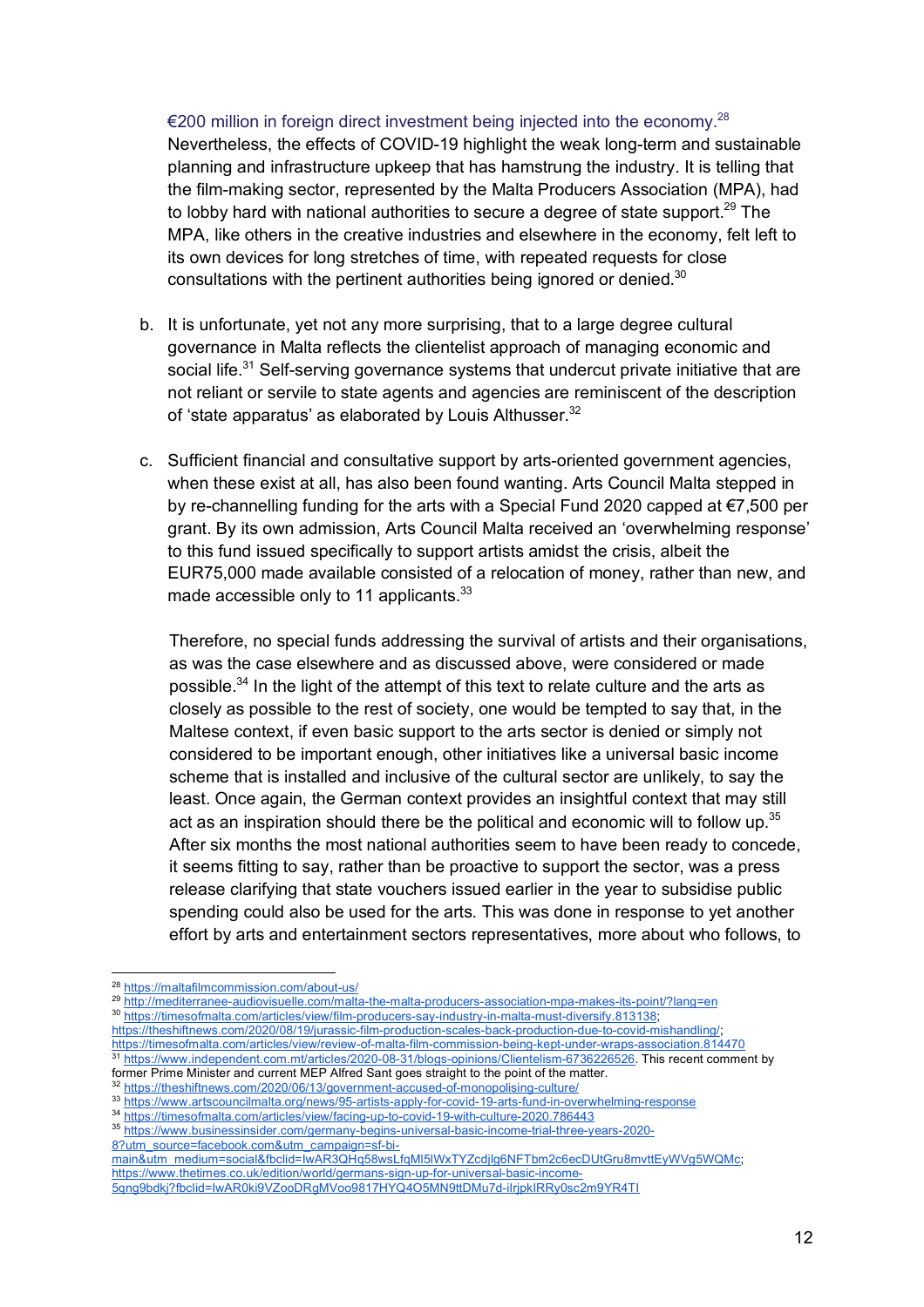€200 million in foreign direct investment being injected into the economy.[28] Nevertheless, the effects of COVID-19 highlight the weak long-term and sustainable planning and infrastructure upkeep that has hamstrung the industry. It is telling that the film-making sector, represented by the Malta Producers Association (MPA), had to lobby hard with national authorities to secure a degree of state support.[29] The MPA, like others in the creative industries and elsewhere in the economy, felt left to its own devices for long stretches of time, with repeated requests for close consultations with the pertinent authorities being ignored or denied.[30]

b. It is unfortunate, yet not any more surprising, that to a large degree cultural governance in Malta reflects the clientelist approach of managing economic and social life.[31] Self-serving governance systems that undercut private initiative that are not reliant or servile to state agents and agencies are reminiscent of the description of 'state apparatus' as elaborated by Louis Althusser.[32]

c. Sufficient financial and consultative support by arts-oriented government agencies, when these exist at all, has also been found wanting. Arts Council Malta stepped in by re-channelling funding for the arts with a Special Fund 2020 capped at €7,500 per grant. By its own admission, Arts Council Malta received an 'overwhelming response' to this fund issued specifically to support artists amidst the crisis, albeit the EUR75,000 made available consisted of a relocation of money, rather than new, and made accessible only to 11 applicants.[33]

   Therefore, no special funds addressing the survival of artists and their organisations, as was the case elsewhere and as discussed above, were considered or made possible.[34] In the light of the attempt of this text to relate culture and the arts as closely as possible to the rest of society, one would be tempted to say that, in the Maltese context, if even basic support to the arts sector is denied or simply not considered to be important enough, other initiatives like a universal basic income scheme that is installed and inclusive of the cultural sector are unlikely, to say the least. Once again, the German context provides an insightful context that may still act as an inspiration should there be the political and economic will to follow up.[35] After six months the most national authorities seem to have been ready to concede, it seems fitting to say, rather than be proactive to support the sector, was a press release clarifying that state vouchers issued earlier in the year to subsidise public spending could also be used for the arts. This was done in response to yet another effort by arts and entertainment sectors representatives, more about who follows, to

---

[28] https://maltafilmcommission.com/about-us/
[29] http://mediterranee-audiovisuelle.com/malta-the-malta-producers-association-mpa-makes-its-point/?lang=en
[30] https://timesofmalta.com/articles/view/film-producers-say-industry-in-malta-must-diversify.813138; https://theshiftnews.com/2020/08/19/jurassic-film-production-scales-back-production-due-to-covid-mishandling/; https://timesofmalta.com/articles/view/review-of-malta-film-commission-being-kept-under-wraps-association.814470
[31] https://www.independent.com.mt/articles/2020-08-31/blogs-opinions/Clientelism-6736226526. This recent comment by former Prime Minister and current MEP Alfred Sant goes straight to the point of the matter.
[32] https://theshiftnews.com/2020/06/13/government-accused-of-monopolising-culture/
[33] https://www.artscouncilmalta.org/news/95-artists-apply-for-covid-19-arts-fund-in-overwhelming-response
[34] https://timesofmalta.com/articles/view/facing-up-to-covid-19-with-culture-2020.786443
[35] https://www.businessinsider.com/germany-begins-universal-basic-income-trial-three-years-2020-8?utm_source=facebook.com&utm_campaign=sf-bi-main&utm_medium=social&fbclid=IwAR3QHq58wsLfqMI5IWxTYZcdjlg6NFTbm2c6ecDUtGru8mvttEyWVg5WQMc; https://www.thetimes.co.uk/edition/world/germans-sign-up-for-universal-basic-income-5qng9bdkj?fbclid=IwAR0ki9VZooDRgMVoo9817HYQ4O5MN9ttDMu7d-iIrjpkIRRy0sc2m9YR4TI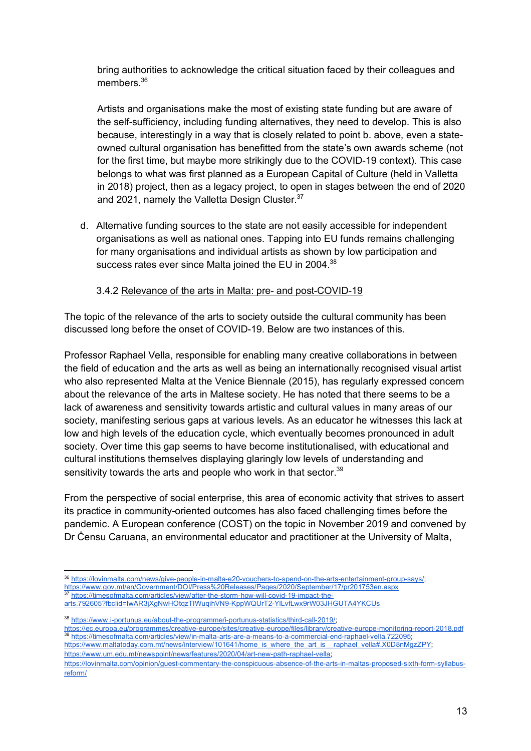bring authorities to acknowledge the critical situation faced by their colleagues and members.[36]

Artists and organisations make the most of existing state funding but are aware of the self-sufficiency, including funding alternatives, they need to develop. This is also because, interestingly in a way that is closely related to point b. above, even a state-owned cultural organisation has benefitted from the state's own awards scheme (not for the first time, but maybe more strikingly due to the COVID-19 context). This case belongs to what was first planned as a European Capital of Culture (held in Valletta in 2018) project, then as a legacy project, to open in stages between the end of 2020 and 2021, namely the Valletta Design Cluster.[37]

d. Alternative funding sources to the state are not easily accessible for independent organisations as well as national ones. Tapping into EU funds remains challenging for many organisations and individual artists as shown by low participation and success rates ever since Malta joined the EU in 2004.[38]

### 3.4.2 Relevance of the arts in Malta: pre- and post-COVID-19

The topic of the relevance of the arts to society outside the cultural community has been discussed long before the onset of COVID-19. Below are two instances of this.

Professor Raphael Vella, responsible for enabling many creative collaborations in between the field of education and the arts as well as being an internationally recognised visual artist who also represented Malta at the Venice Biennale (2015), has regularly expressed concern about the relevance of the arts in Maltese society. He has noted that there seems to be a lack of awareness and sensitivity towards artistic and cultural values in many areas of our society, manifesting serious gaps at various levels. As an educator he witnesses this lack at low and high levels of the education cycle, which eventually becomes pronounced in adult society. Over time this gap seems to have become institutionalised, with educational and cultural institutions themselves displaying glaringly low levels of understanding and sensitivity towards the arts and people who work in that sector.[39]

From the perspective of social enterprise, this area of economic activity that strives to assert its practice in community-oriented outcomes has also faced challenging times before the pandemic. A European conference (COST) on the topic in November 2019 and convened by Dr Ċensu Caruana, an environmental educator and practitioner at the University of Malta,

---

[36] https://lovinmalta.com/news/give-people-in-malta-e20-vouchers-to-spend-on-the-arts-entertainment-group-says/; https://www.gov.mt/en/Government/DOI/Press%20Releases/Pages/2020/September/17/pr201753en.aspx

[37] https://timesofmalta.com/articles/view/after-the-storm-how-will-covid-19-impact-the-arts.792605?fbclid=IwAR3jXgNwHOtqzTIWuqihVN9-KppWQUrT2-YlLvfLwx9rW03JHGUTA4YKCUs

[38] https://www.i-portunus.eu/about-the-programme/i-portunus-statistics/third-call-2019/; https://ec.europa.eu/programmes/creative-europe/sites/creative-europe/files/library/creative-europe-monitoring-report-2018.pdf

[39] https://timesofmalta.com/articles/view/in-malta-arts-are-a-means-to-a-commercial-end-raphael-vella.722095; https://www.maltatoday.com.mt/news/interview/101641/home_is_where_the_art_is__raphael_vella#.X0D8nMgzZPY; https://www.um.edu.mt/newspoint/news/features/2020/04/art-new-path-raphael-vella; https://lovinmalta.com/opinion/guest-commentary-the-conspicuous-absence-of-the-arts-in-maltas-proposed-sixth-form-syllabus-reform/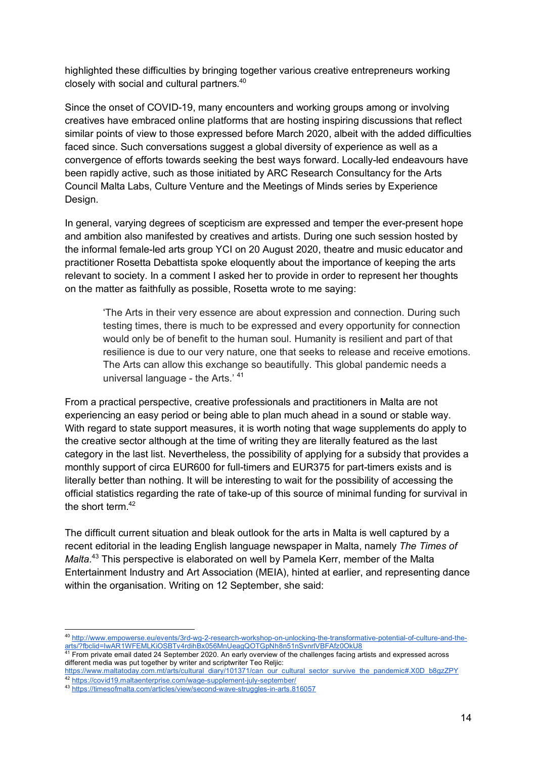highlighted these difficulties by bringing together various creative entrepreneurs working closely with social and cultural partners.[40]

Since the onset of COVID-19, many encounters and working groups among or involving creatives have embraced online platforms that are hosting inspiring discussions that reflect similar points of view to those expressed before March 2020, albeit with the added difficulties faced since. Such conversations suggest a global diversity of experience as well as a convergence of efforts towards seeking the best ways forward. Locally-led endeavours have been rapidly active, such as those initiated by ARC Research Consultancy for the Arts Council Malta Labs, Culture Venture and the Meetings of Minds series by Experience Design.

In general, varying degrees of scepticism are expressed and temper the ever-present hope and ambition also manifested by creatives and artists. During one such session hosted by the informal female-led arts group YCI on 20 August 2020, theatre and music educator and practitioner Rosetta Debattista spoke eloquently about the importance of keeping the arts relevant to society. In a comment I asked her to provide in order to represent her thoughts on the matter as faithfully as possible, Rosetta wrote to me saying:

> 'The Arts in their very essence are about expression and connection. During such testing times, there is much to be expressed and every opportunity for connection would only be of benefit to the human soul. Humanity is resilient and part of that resilience is due to our very nature, one that seeks to release and receive emotions. The Arts can allow this exchange so beautifully. This global pandemic needs a universal language - the Arts.' [41]

From a practical perspective, creative professionals and practitioners in Malta are not experiencing an easy period or being able to plan much ahead in a sound or stable way. With regard to state support measures, it is worth noting that wage supplements do apply to the creative sector although at the time of writing they are literally featured as the last category in the last list. Nevertheless, the possibility of applying for a subsidy that provides a monthly support of circa EUR600 for full-timers and EUR375 for part-timers exists and is literally better than nothing. It will be interesting to wait for the possibility of accessing the official statistics regarding the rate of take-up of this source of minimal funding for survival in the short term.[42]

The difficult current situation and bleak outlook for the arts in Malta is well captured by a recent editorial in the leading English language newspaper in Malta, namely *The Times of Malta*.[43] This perspective is elaborated on well by Pamela Kerr, member of the Malta Entertainment Industry and Art Association (MEIA), hinted at earlier, and representing dance within the organisation. Writing on 12 September, she said:

---

[40] http://www.empowerse.eu/events/3rd-wg-2-research-workshop-on-unlocking-the-transformative-potential-of-culture-and-the-arts/?fbclid=IwAR1WFEMLKiOSBTv4rdihBx056MnUeagQOTGpNh8n51nSvnrlVBFAfz0OkU8

[41] From private email dated 24 September 2020. An early overview of the challenges facing artists and expressed across different media was put together by writer and scriptwriter Teo Reljic: https://www.maltatoday.com.mt/arts/cultural_diary/101371/can_our_cultural_sector_survive_the_pandemic#.X0D_b8gzZPY

[42] https://covid19.maltaenterprise.com/wage-supplement-july-september/

[43] https://timesofmalta.com/articles/view/second-wave-struggles-in-arts.816057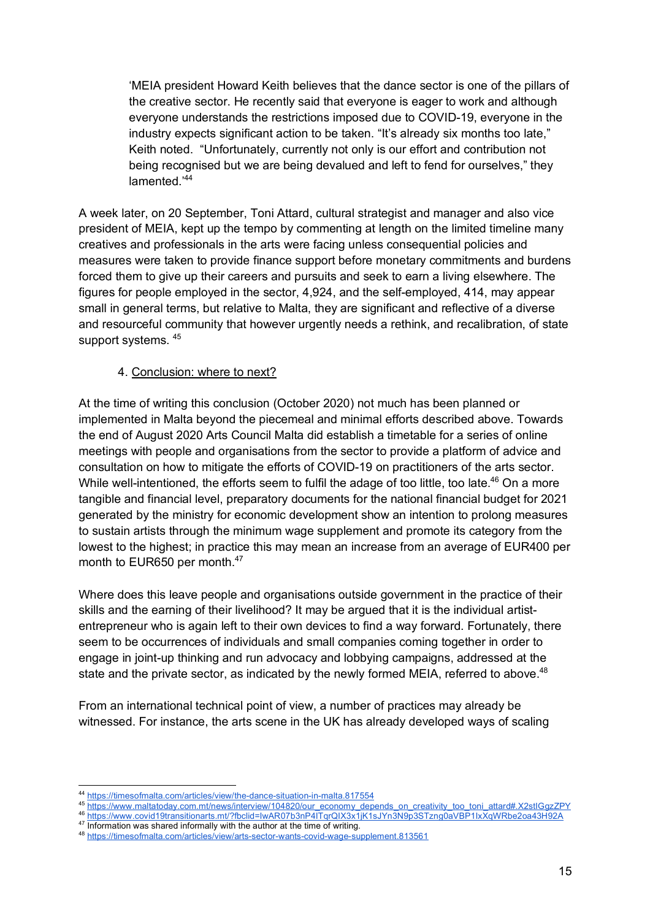'MEIA president Howard Keith believes that the dance sector is one of the pillars of the creative sector. He recently said that everyone is eager to work and although everyone understands the restrictions imposed due to COVID-19, everyone in the industry expects significant action to be taken. "It's already six months too late," Keith noted. "Unfortunately, currently not only is our effort and contribution not being recognised but we are being devalued and left to fend for ourselves," they lamented.'[44]

A week later, on 20 September, Toni Attard, cultural strategist and manager and also vice president of MEIA, kept up the tempo by commenting at length on the limited timeline many creatives and professionals in the arts were facing unless consequential policies and measures were taken to provide finance support before monetary commitments and burdens forced them to give up their careers and pursuits and seek to earn a living elsewhere. The figures for people employed in the sector, 4,924, and the self-employed, 414, may appear small in general terms, but relative to Malta, they are significant and reflective of a diverse and resourceful community that however urgently needs a rethink, and recalibration, of state support systems. [45]

## 4. Conclusion: where to next?

At the time of writing this conclusion (October 2020) not much has been planned or implemented in Malta beyond the piecemeal and minimal efforts described above. Towards the end of August 2020 Arts Council Malta did establish a timetable for a series of online meetings with people and organisations from the sector to provide a platform of advice and consultation on how to mitigate the efforts of COVID-19 on practitioners of the arts sector. While well-intentioned, the efforts seem to fulfil the adage of too little, too late.[46] On a more tangible and financial level, preparatory documents for the national financial budget for 2021 generated by the ministry for economic development show an intention to prolong measures to sustain artists through the minimum wage supplement and promote its category from the lowest to the highest; in practice this may mean an increase from an average of EUR400 per month to EUR650 per month.[47]

Where does this leave people and organisations outside government in the practice of their skills and the earning of their livelihood? It may be argued that it is the individual artist-entrepreneur who is again left to their own devices to find a way forward. Fortunately, there seem to be occurrences of individuals and small companies coming together in order to engage in joint-up thinking and run advocacy and lobbying campaigns, addressed at the state and the private sector, as indicated by the newly formed MEIA, referred to above.[48]

From an international technical point of view, a number of practices may already be witnessed. For instance, the arts scene in the UK has already developed ways of scaling

---

[44] https://timesofmalta.com/articles/view/the-dance-situation-in-malta.817554

[45] https://www.maltatoday.com.mt/news/interview/104820/our_economy_depends_on_creativity_too_toni_attard#.X2stIGgzZPY

[46] https://www.covid19transitionarts.mt/?fbclid=IwAR07b3nP4lTqrQIX3x1jK1sJYn3N9p3STzng0aVBP1lxXqWRbe2oa43H92A

[47] Information was shared informally with the author at the time of writing.

[48] https://timesofmalta.com/articles/view/arts-sector-wants-covid-wage-supplement.813561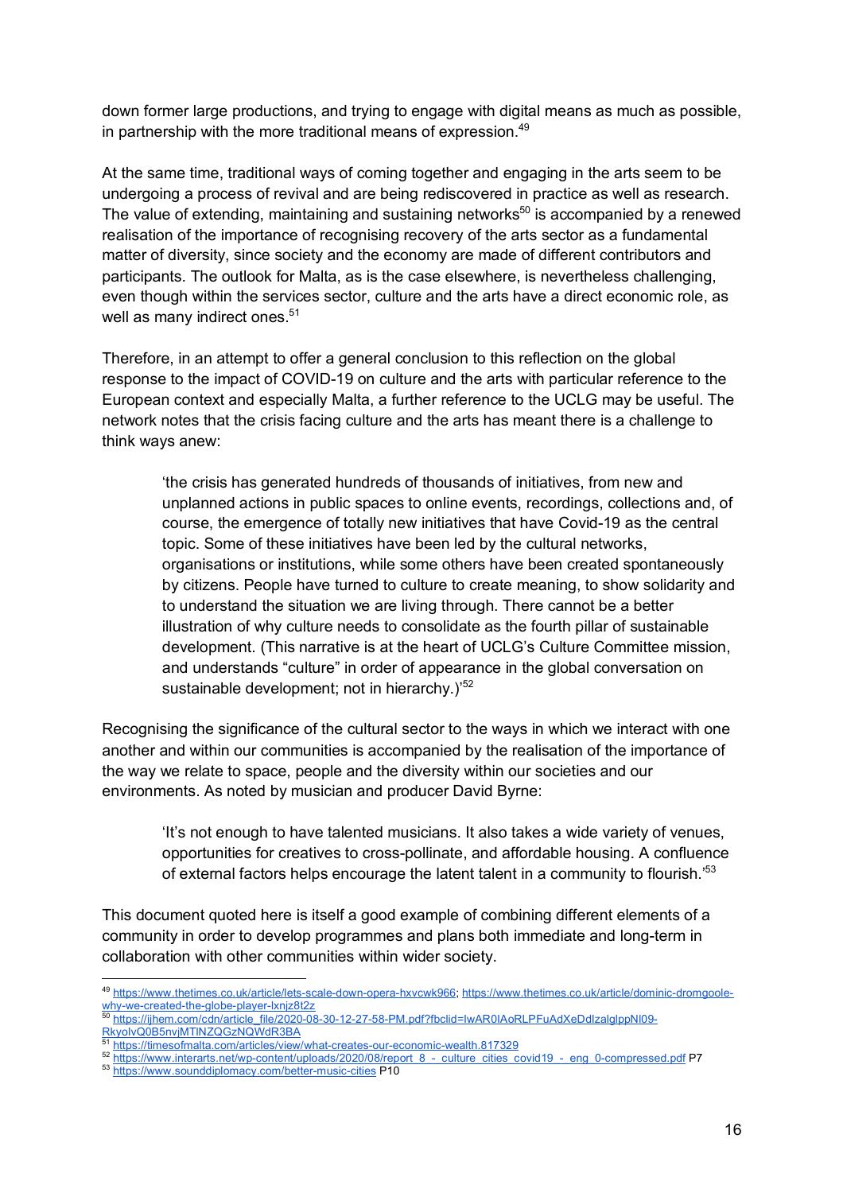down former large productions, and trying to engage with digital means as much as possible, in partnership with the more traditional means of expression.[49]

At the same time, traditional ways of coming together and engaging in the arts seem to be undergoing a process of revival and are being rediscovered in practice as well as research. The value of extending, maintaining and sustaining networks[50] is accompanied by a renewed realisation of the importance of recognising recovery of the arts sector as a fundamental matter of diversity, since society and the economy are made of different contributors and participants. The outlook for Malta, as is the case elsewhere, is nevertheless challenging, even though within the services sector, culture and the arts have a direct economic role, as well as many indirect ones.[51]

Therefore, in an attempt to offer a general conclusion to this reflection on the global response to the impact of COVID-19 on culture and the arts with particular reference to the European context and especially Malta, a further reference to the UCLG may be useful. The network notes that the crisis facing culture and the arts has meant there is a challenge to think ways anew:

> 'the crisis has generated hundreds of thousands of initiatives, from new and unplanned actions in public spaces to online events, recordings, collections and, of course, the emergence of totally new initiatives that have Covid-19 as the central topic. Some of these initiatives have been led by the cultural networks, organisations or institutions, while some others have been created spontaneously by citizens. People have turned to culture to create meaning, to show solidarity and to understand the situation we are living through. There cannot be a better illustration of why culture needs to consolidate as the fourth pillar of sustainable development. (This narrative is at the heart of UCLG's Culture Committee mission, and understands "culture" in order of appearance in the global conversation on sustainable development; not in hierarchy.)'[52]

Recognising the significance of the cultural sector to the ways in which we interact with one another and within our communities is accompanied by the realisation of the importance of the way we relate to space, people and the diversity within our societies and our environments. As noted by musician and producer David Byrne:

> 'It's not enough to have talented musicians. It also takes a wide variety of venues, opportunities for creatives to cross-pollinate, and affordable housing. A confluence of external factors helps encourage the latent talent in a community to flourish.'[53]

This document quoted here is itself a good example of combining different elements of a community in order to develop programmes and plans both immediate and long-term in collaboration with other communities within wider society.

---

[49] https://www.thetimes.co.uk/article/lets-scale-down-opera-hxvcwk966; https://www.thetimes.co.uk/article/dominic-dromgoole-why-we-created-the-globe-player-lxnjz8t2z

[50] https://ijhem.com/cdn/article_file/2020-08-30-12-27-58-PM.pdf?fbclid=IwAR0IAoRLPFuAdXeDdIzalgIppNl09-RkyolvQ0B5nvjMTlNZQGzNQWdR3BA

[51] https://timesofmalta.com/articles/view/what-creates-our-economic-wealth.817329

[52] https://www.interarts.net/wp-content/uploads/2020/08/report_8_-_culture_cities_covid19_-_eng_0-compressed.pdf P7

[53] https://www.sounddiplomacy.com/better-music-cities P10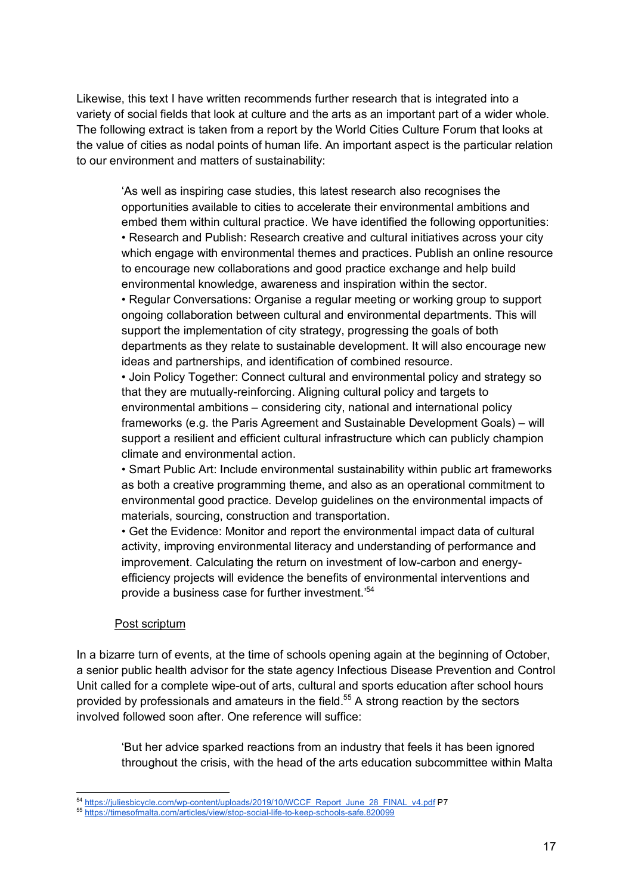Likewise, this text I have written recommends further research that is integrated into a variety of social fields that look at culture and the arts as an important part of a wider whole. The following extract is taken from a report by the World Cities Culture Forum that looks at the value of cities as nodal points of human life. An important aspect is the particular relation to our environment and matters of sustainability:

> 'As well as inspiring case studies, this latest research also recognises the opportunities available to cities to accelerate their environmental ambitions and embed them within cultural practice. We have identified the following opportunities:
> • Research and Publish: Research creative and cultural initiatives across your city which engage with environmental themes and practices. Publish an online resource to encourage new collaborations and good practice exchange and help build environmental knowledge, awareness and inspiration within the sector.
> • Regular Conversations: Organise a regular meeting or working group to support ongoing collaboration between cultural and environmental departments. This will support the implementation of city strategy, progressing the goals of both departments as they relate to sustainable development. It will also encourage new ideas and partnerships, and identification of combined resource.
> • Join Policy Together: Connect cultural and environmental policy and strategy so that they are mutually-reinforcing. Aligning cultural policy and targets to environmental ambitions – considering city, national and international policy frameworks (e.g. the Paris Agreement and Sustainable Development Goals) – will support a resilient and efficient cultural infrastructure which can publicly champion climate and environmental action.
> • Smart Public Art: Include environmental sustainability within public art frameworks as both a creative programming theme, and also as an operational commitment to environmental good practice. Develop guidelines on the environmental impacts of materials, sourcing, construction and transportation.
> • Get the Evidence: Monitor and report the environmental impact data of cultural activity, improving environmental literacy and understanding of performance and improvement. Calculating the return on investment of low-carbon and energy-efficiency projects will evidence the benefits of environmental interventions and provide a business case for further investment.'[54]

Post scriptum

In a bizarre turn of events, at the time of schools opening again at the beginning of October, a senior public health advisor for the state agency Infectious Disease Prevention and Control Unit called for a complete wipe-out of arts, cultural and sports education after school hours provided by professionals and amateurs in the field.[55] A strong reaction by the sectors involved followed soon after. One reference will suffice:

> 'But her advice sparked reactions from an industry that feels it has been ignored throughout the crisis, with the head of the arts education subcommittee within Malta

---

[54] https://juliesbicycle.com/wp-content/uploads/2019/10/WCCF_Report_June_28_FINAL_v4.pdf P7

[55] https://timesofmalta.com/articles/view/stop-social-life-to-keep-schools-safe.820099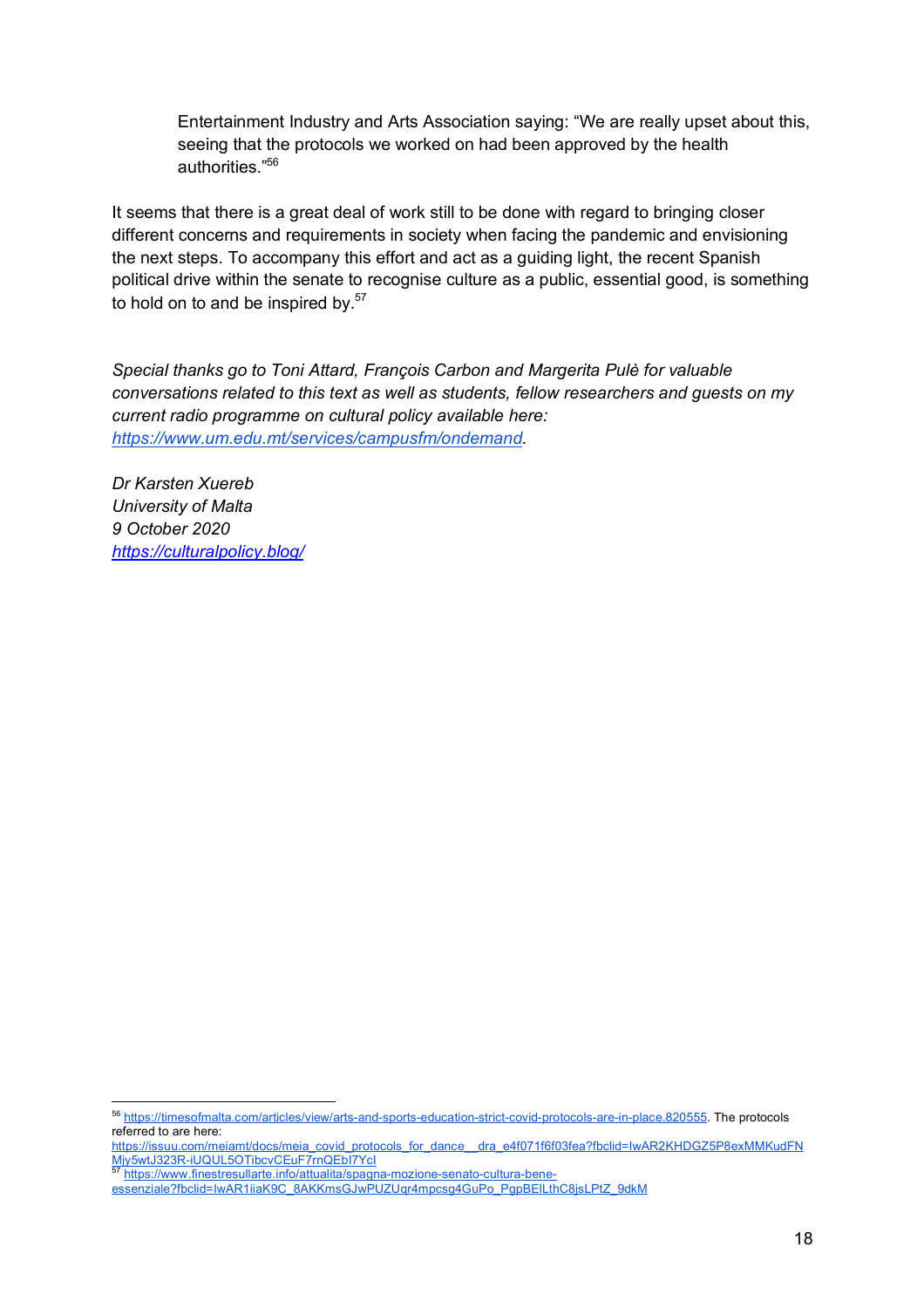Entertainment Industry and Arts Association saying: “We are really upset about this, seeing that the protocols we worked on had been approved by the health authorities.”[56]

It seems that there is a great deal of work still to be done with regard to bringing closer different concerns and requirements in society when facing the pandemic and envisioning the next steps. To accompany this effort and act as a guiding light, the recent Spanish political drive within the senate to recognise culture as a public, essential good, is something to hold on to and be inspired by.[57]

*Special thanks go to Toni Attard, François Carbon and Margerita Pulè for valuable conversations related to this text as well as students, fellow researchers and guests on my current radio programme on cultural policy available here: [https://www.um.edu.mt/services/campusfm/ondemand](https://www.um.edu.mt/services/campusfm/ondemand).*

*Dr Karsten Xuereb*
*University of Malta*
*9 October 2020*
*[https://culturalpolicy.blog/](https://culturalpolicy.blog/)*

---

[56] https://timesofmalta.com/articles/view/arts-and-sports-education-strict-covid-protocols-are-in-place.820555. The protocols referred to are here: https://issuu.com/meiamt/docs/meia_covid_protocols_for_dance__dra_e4f071f6f03fea?fbclid=IwAR2KHDGZ5P8exMMKudFNMjy5wtJ323R-iUQUL5OTibcvCEuF7rnQEbI7YcI

[57] https://www.finestresullarte.info/attualita/spagna-mozione-senato-cultura-bene-essenziale?fbclid=IwAR1iiaK9C_8AKKmsGJwPUZUqr4mpcsg4GuPo_PgpBElLthC8jsLPtZ_9dkM